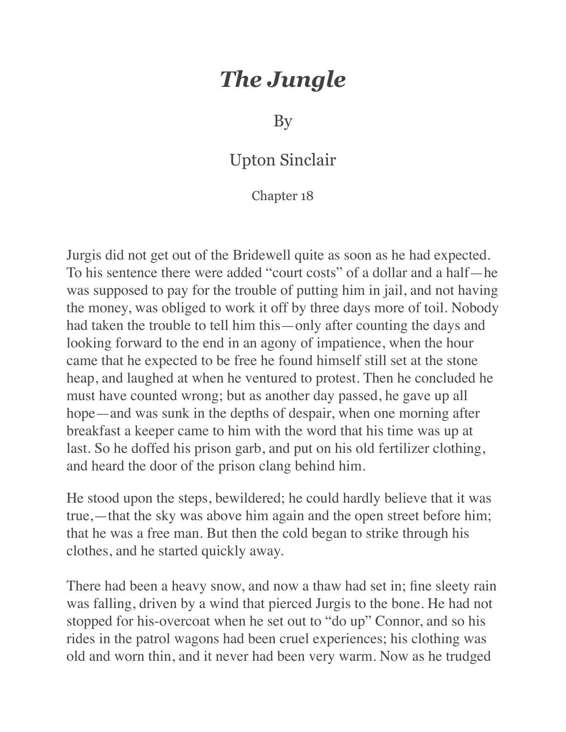# *The Jungle*

By

Upton Sinclair

Chapter 18

Jurgis did not get out of the Bridewell quite as soon as he had expected. To his sentence there were added "court costs" of a dollar and a half—he was supposed to pay for the trouble of putting him in jail, and not having the money, was obliged to work it off by three days more of toil. Nobody had taken the trouble to tell him this—only after counting the days and looking forward to the end in an agony of impatience, when the hour came that he expected to be free he found himself still set at the stone heap, and laughed at when he ventured to protest. Then he concluded he must have counted wrong; but as another day passed, he gave up all hope—and was sunk in the depths of despair, when one morning after breakfast a keeper came to him with the word that his time was up at last. So he doffed his prison garb, and put on his old fertilizer clothing, and heard the door of the prison clang behind him.

He stood upon the steps, bewildered; he could hardly believe that it was true,—that the sky was above him again and the open street before him; that he was a free man. But then the cold began to strike through his clothes, and he started quickly away.

There had been a heavy snow, and now a thaw had set in; fine sleety rain was falling, driven by a wind that pierced Jurgis to the bone. He had not stopped for his-overcoat when he set out to "do up" Connor, and so his rides in the patrol wagons had been cruel experiences; his clothing was old and worn thin, and it never had been very warm. Now as he trudged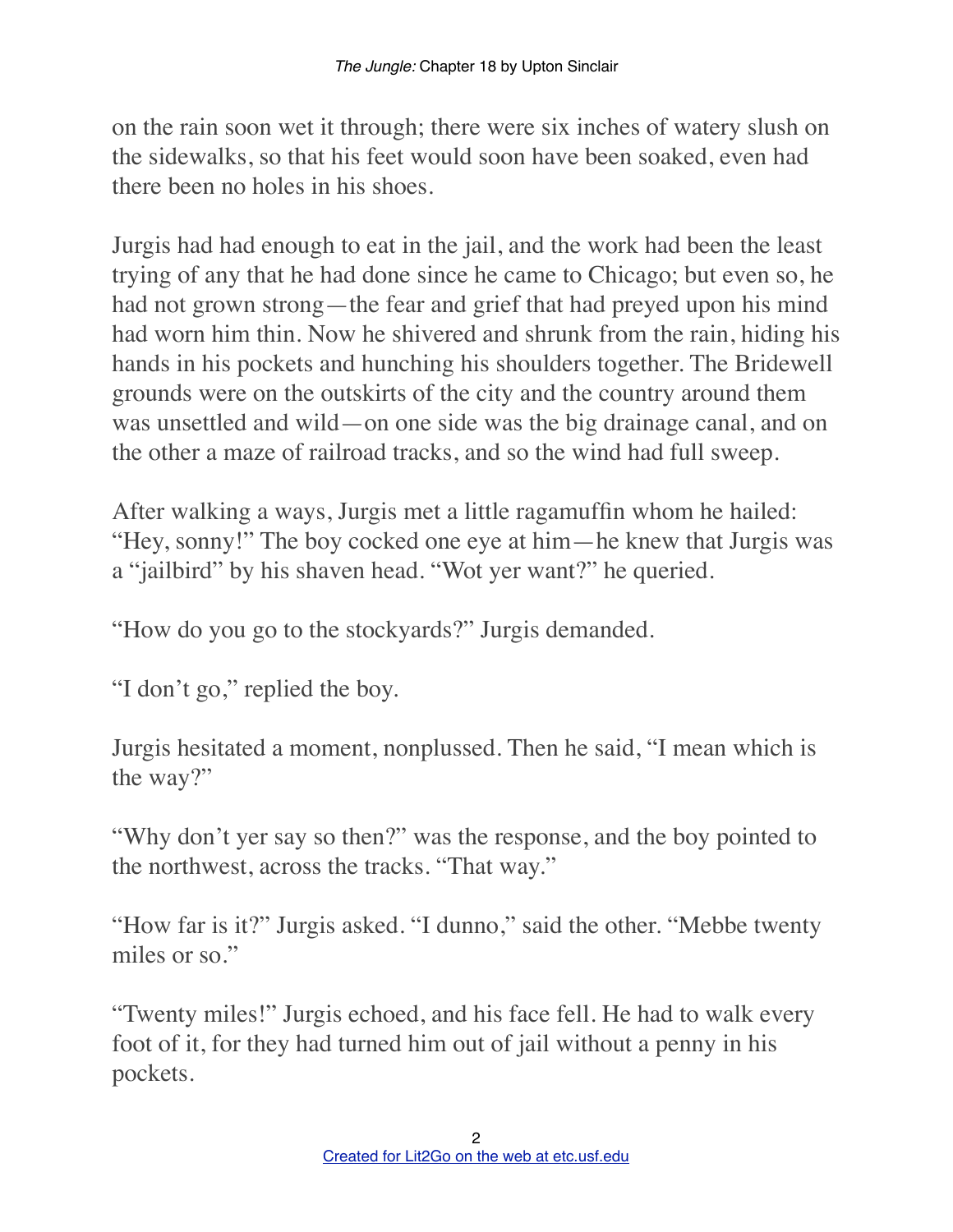on the rain soon wet it through; there were six inches of watery slush on the sidewalks, so that his feet would soon have been soaked, even had there been no holes in his shoes.

Jurgis had had enough to eat in the jail, and the work had been the least trying of any that he had done since he came to Chicago; but even so, he had not grown strong—the fear and grief that had preyed upon his mind had worn him thin. Now he shivered and shrunk from the rain, hiding his hands in his pockets and hunching his shoulders together. The Bridewell grounds were on the outskirts of the city and the country around them was unsettled and wild—on one side was the big drainage canal, and on the other a maze of railroad tracks, and so the wind had full sweep.

After walking a ways, Jurgis met a little ragamuffin whom he hailed: "Hey, sonny!" The boy cocked one eye at him—he knew that Jurgis was a "jailbird" by his shaven head. "Wot yer want?" he queried.

"How do you go to the stockyards?" Jurgis demanded.

"I don't go," replied the boy.

Jurgis hesitated a moment, nonplussed. Then he said, "I mean which is the way?"

"Why don't yer say so then?" was the response, and the boy pointed to the northwest, across the tracks. "That way."

"How far is it?" Jurgis asked. "I dunno," said the other. "Mebbe twenty miles or so."

"Twenty miles!" Jurgis echoed, and his face fell. He had to walk every foot of it, for they had turned him out of jail without a penny in his pockets.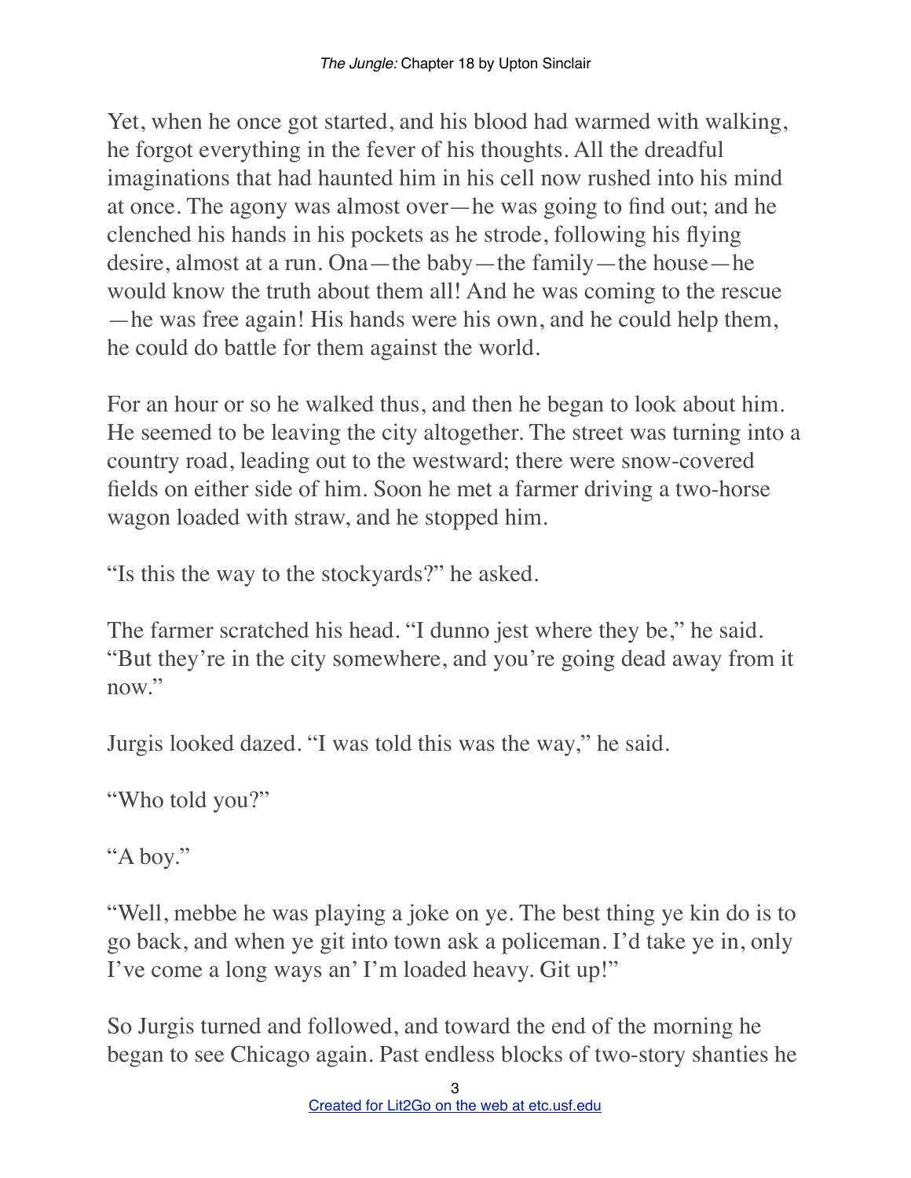Yet, when he once got started, and his blood had warmed with walking, he forgot everything in the fever of his thoughts. All the dreadful imaginations that had haunted him in his cell now rushed into his mind at once. The agony was almost over—he was going to find out; and he clenched his hands in his pockets as he strode, following his flying desire, almost at a run. Ona—the baby—the family—the house—he would know the truth about them all! And he was coming to the rescue—he was free again! His hands were his own, and he could help them, he could do battle for them against the world.

For an hour or so he walked thus, and then he began to look about him. He seemed to be leaving the city altogether. The street was turning into a country road, leading out to the westward; there were snow-covered fields on either side of him. Soon he met a farmer driving a two-horse wagon loaded with straw, and he stopped him.

"Is this the way to the stockyards?" he asked.

The farmer scratched his head. "I dunno jest where they be," he said. "But they're in the city somewhere, and you're going dead away from it now."

Jurgis looked dazed. "I was told this was the way," he said.

"Who told you?"

"A boy."

"Well, mebbe he was playing a joke on ye. The best thing ye kin do is to go back, and when ye git into town ask a policeman. I'd take ye in, only I've come a long ways an' I'm loaded heavy. Git up!"

So Jurgis turned and followed, and toward the end of the morning he began to see Chicago again. Past endless blocks of two-story shanties he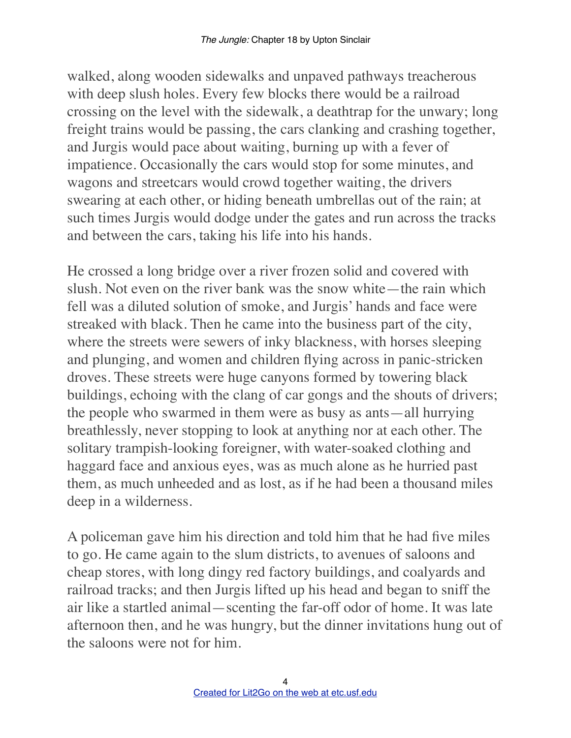walked, along wooden sidewalks and unpaved pathways treacherous with deep slush holes. Every few blocks there would be a railroad crossing on the level with the sidewalk, a deathtrap for the unwary; long freight trains would be passing, the cars clanking and crashing together, and Jurgis would pace about waiting, burning up with a fever of impatience. Occasionally the cars would stop for some minutes, and wagons and streetcars would crowd together waiting, the drivers swearing at each other, or hiding beneath umbrellas out of the rain; at such times Jurgis would dodge under the gates and run across the tracks and between the cars, taking his life into his hands.

He crossed a long bridge over a river frozen solid and covered with slush. Not even on the river bank was the snow white—the rain which fell was a diluted solution of smoke, and Jurgis' hands and face were streaked with black. Then he came into the business part of the city, where the streets were sewers of inky blackness, with horses sleeping and plunging, and women and children flying across in panic-stricken droves. These streets were huge canyons formed by towering black buildings, echoing with the clang of car gongs and the shouts of drivers; the people who swarmed in them were as busy as ants—all hurrying breathlessly, never stopping to look at anything nor at each other. The solitary trampish-looking foreigner, with water-soaked clothing and haggard face and anxious eyes, was as much alone as he hurried past them, as much unheeded and as lost, as if he had been a thousand miles deep in a wilderness.

A policeman gave him his direction and told him that he had five miles to go. He came again to the slum districts, to avenues of saloons and cheap stores, with long dingy red factory buildings, and coalyards and railroad tracks; and then Jurgis lifted up his head and began to sniff the air like a startled animal—scenting the far-off odor of home. It was late afternoon then, and he was hungry, but the dinner invitations hung out of the saloons were not for him.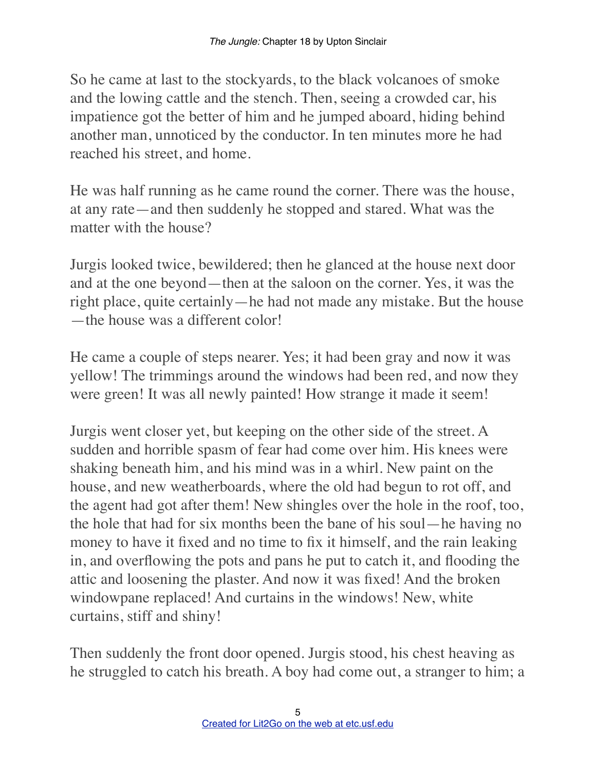So he came at last to the stockyards, to the black volcanoes of smoke and the lowing cattle and the stench. Then, seeing a crowded car, his impatience got the better of him and he jumped aboard, hiding behind another man, unnoticed by the conductor. In ten minutes more he had reached his street, and home.

He was half running as he came round the corner. There was the house, at any rate—and then suddenly he stopped and stared. What was the matter with the house?

Jurgis looked twice, bewildered; then he glanced at the house next door and at the one beyond—then at the saloon on the corner. Yes, it was the right place, quite certainly—he had not made any mistake. But the house—the house was a different color!

He came a couple of steps nearer. Yes; it had been gray and now it was yellow! The trimmings around the windows had been red, and now they were green! It was all newly painted! How strange it made it seem!

Jurgis went closer yet, but keeping on the other side of the street. A sudden and horrible spasm of fear had come over him. His knees were shaking beneath him, and his mind was in a whirl. New paint on the house, and new weatherboards, where the old had begun to rot off, and the agent had got after them! New shingles over the hole in the roof, too, the hole that had for six months been the bane of his soul—he having no money to have it fixed and no time to fix it himself, and the rain leaking in, and overflowing the pots and pans he put to catch it, and flooding the attic and loosening the plaster. And now it was fixed! And the broken windowpane replaced! And curtains in the windows! New, white curtains, stiff and shiny!

Then suddenly the front door opened. Jurgis stood, his chest heaving as he struggled to catch his breath. A boy had come out, a stranger to him; a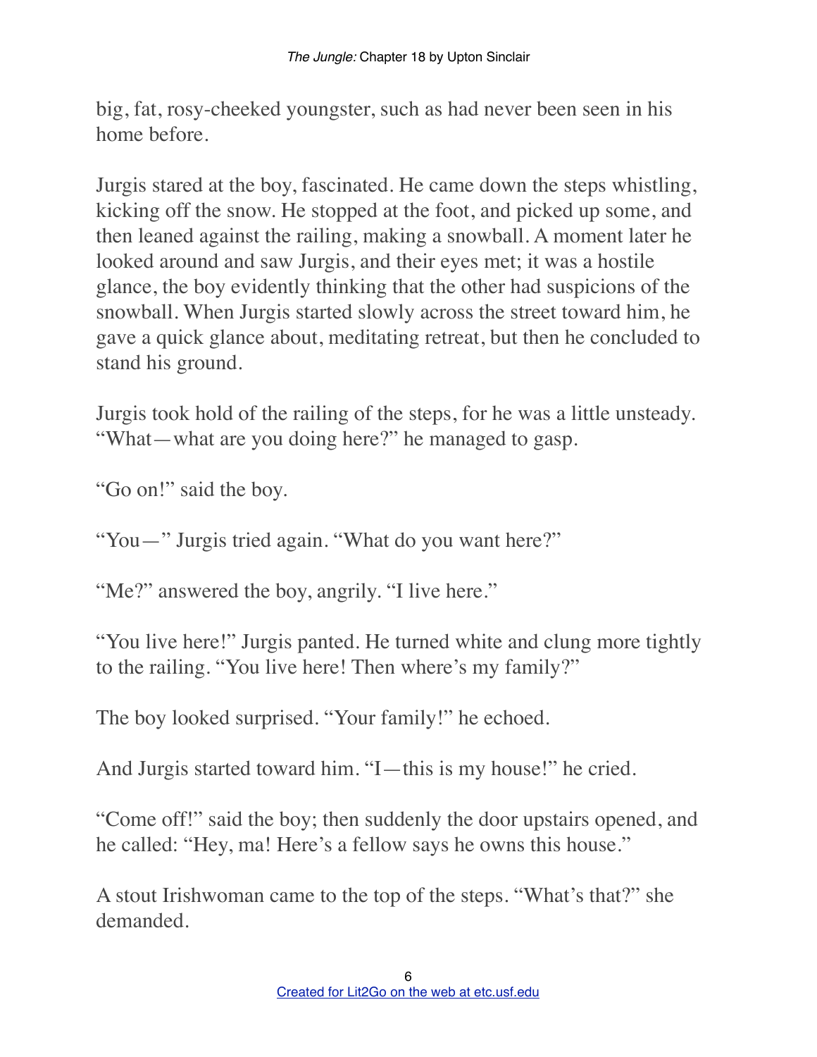big, fat, rosy-cheeked youngster, such as had never been seen in his home before.

Jurgis stared at the boy, fascinated. He came down the steps whistling, kicking off the snow. He stopped at the foot, and picked up some, and then leaned against the railing, making a snowball. A moment later he looked around and saw Jurgis, and their eyes met; it was a hostile glance, the boy evidently thinking that the other had suspicions of the snowball. When Jurgis started slowly across the street toward him, he gave a quick glance about, meditating retreat, but then he concluded to stand his ground.

Jurgis took hold of the railing of the steps, for he was a little unsteady. "What—what are you doing here?" he managed to gasp.

"Go on!" said the boy.

"You—" Jurgis tried again. "What do you want here?"

"Me?" answered the boy, angrily. "I live here."

"You live here!" Jurgis panted. He turned white and clung more tightly to the railing. "You live here! Then where's my family?"

The boy looked surprised. "Your family!" he echoed.

And Jurgis started toward him. "I—this is my house!" he cried.

"Come off!" said the boy; then suddenly the door upstairs opened, and he called: "Hey, ma! Here's a fellow says he owns this house."

A stout Irishwoman came to the top of the steps. "What's that?" she demanded.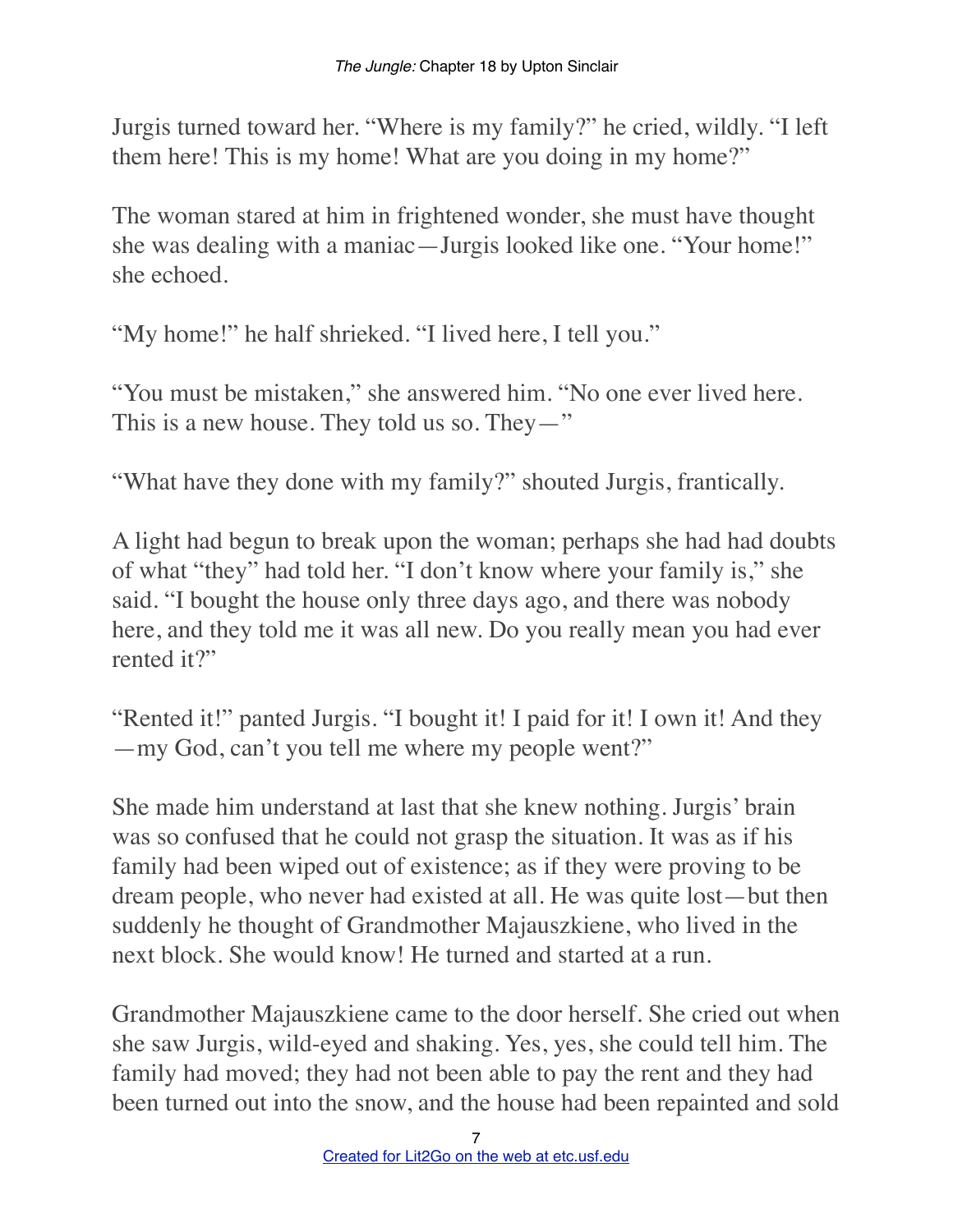Jurgis turned toward her. "Where is my family?" he cried, wildly. "I left them here! This is my home! What are you doing in my home?"

The woman stared at him in frightened wonder, she must have thought she was dealing with a maniac—Jurgis looked like one. "Your home!" she echoed.

"My home!" he half shrieked. "I lived here, I tell you."

"You must be mistaken," she answered him. "No one ever lived here. This is a new house. They told us so. They—"

"What have they done with my family?" shouted Jurgis, frantically.

A light had begun to break upon the woman; perhaps she had had doubts of what "they" had told her. "I don't know where your family is," she said. "I bought the house only three days ago, and there was nobody here, and they told me it was all new. Do you really mean you had ever rented it?"

"Rented it!" panted Jurgis. "I bought it! I paid for it! I own it! And they—my God, can't you tell me where my people went?"

She made him understand at last that she knew nothing. Jurgis' brain was so confused that he could not grasp the situation. It was as if his family had been wiped out of existence; as if they were proving to be dream people, who never had existed at all. He was quite lost—but then suddenly he thought of Grandmother Majauszkiene, who lived in the next block. She would know! He turned and started at a run.

Grandmother Majauszkiene came to the door herself. She cried out when she saw Jurgis, wild-eyed and shaking. Yes, yes, she could tell him. The family had moved; they had not been able to pay the rent and they had been turned out into the snow, and the house had been repainted and sold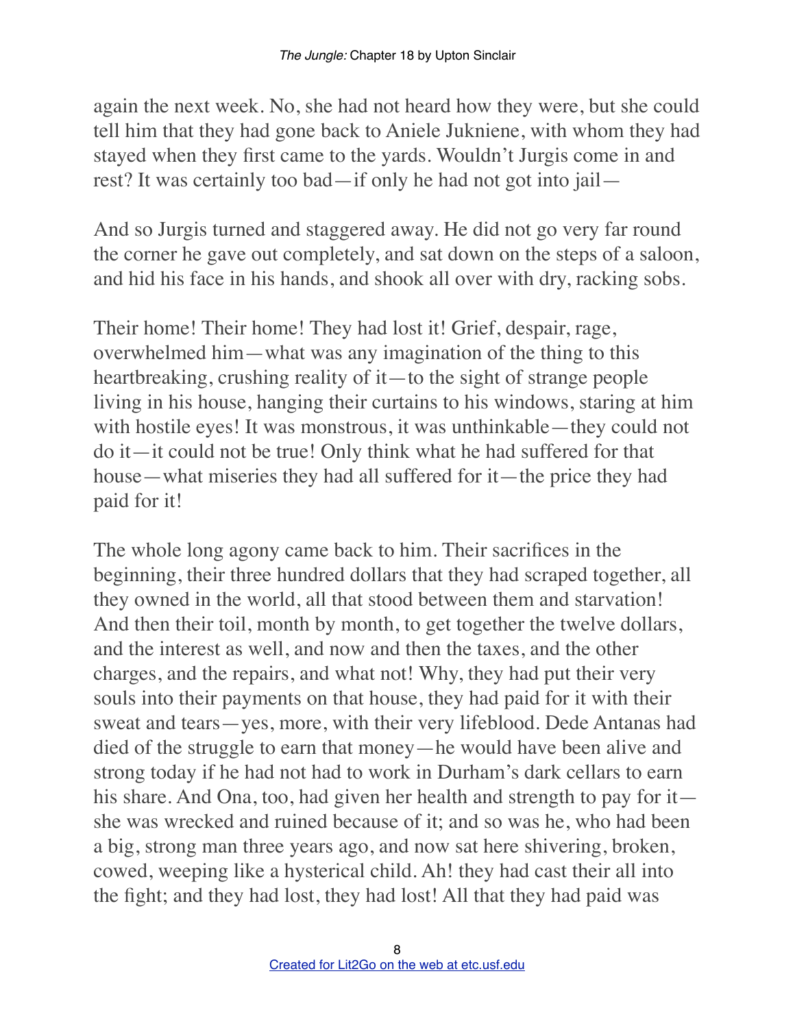again the next week. No, she had not heard how they were, but she could tell him that they had gone back to Aniele Jukniene, with whom they had stayed when they first came to the yards. Wouldn't Jurgis come in and rest? It was certainly too bad—if only he had not got into jail—

And so Jurgis turned and staggered away. He did not go very far round the corner he gave out completely, and sat down on the steps of a saloon, and hid his face in his hands, and shook all over with dry, racking sobs.

Their home! Their home! They had lost it! Grief, despair, rage, overwhelmed him—what was any imagination of the thing to this heartbreaking, crushing reality of it—to the sight of strange people living in his house, hanging their curtains to his windows, staring at him with hostile eyes! It was monstrous, it was unthinkable—they could not do it—it could not be true! Only think what he had suffered for that house—what miseries they had all suffered for it—the price they had paid for it!

The whole long agony came back to him. Their sacrifices in the beginning, their three hundred dollars that they had scraped together, all they owned in the world, all that stood between them and starvation! And then their toil, month by month, to get together the twelve dollars, and the interest as well, and now and then the taxes, and the other charges, and the repairs, and what not! Why, they had put their very souls into their payments on that house, they had paid for it with their sweat and tears—yes, more, with their very lifeblood. Dede Antanas had died of the struggle to earn that money—he would have been alive and strong today if he had not had to work in Durham's dark cellars to earn his share. And Ona, too, had given her health and strength to pay for it—she was wrecked and ruined because of it; and so was he, who had been a big, strong man three years ago, and now sat here shivering, broken, cowed, weeping like a hysterical child. Ah! they had cast their all into the fight; and they had lost, they had lost! All that they had paid was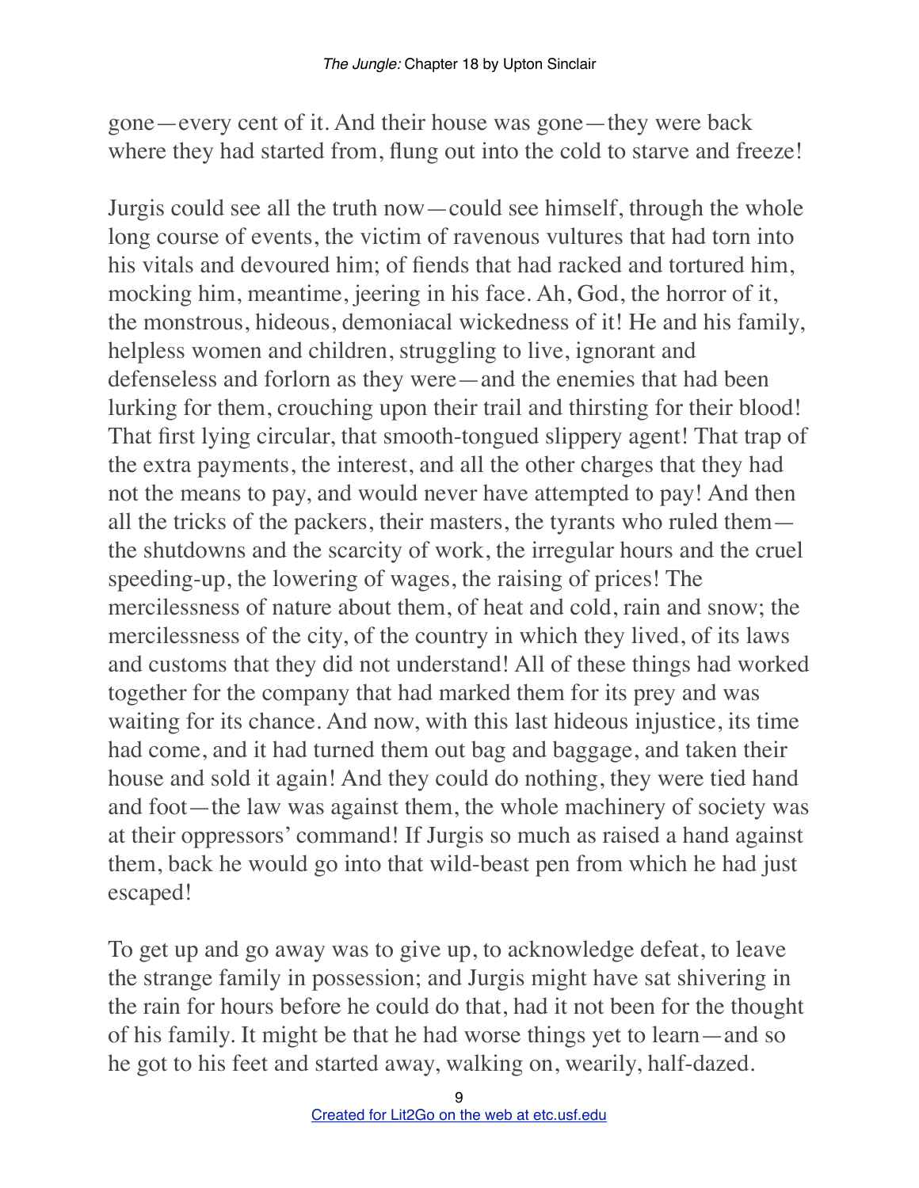gone—every cent of it. And their house was gone—they were back where they had started from, flung out into the cold to starve and freeze!

Jurgis could see all the truth now—could see himself, through the whole long course of events, the victim of ravenous vultures that had torn into his vitals and devoured him; of fiends that had racked and tortured him, mocking him, meantime, jeering in his face. Ah, God, the horror of it, the monstrous, hideous, demoniacal wickedness of it! He and his family, helpless women and children, struggling to live, ignorant and defenseless and forlorn as they were—and the enemies that had been lurking for them, crouching upon their trail and thirsting for their blood! That first lying circular, that smooth-tongued slippery agent! That trap of the extra payments, the interest, and all the other charges that they had not the means to pay, and would never have attempted to pay! And then all the tricks of the packers, their masters, the tyrants who ruled them—the shutdowns and the scarcity of work, the irregular hours and the cruel speeding-up, the lowering of wages, the raising of prices! The mercilessness of nature about them, of heat and cold, rain and snow; the mercilessness of the city, of the country in which they lived, of its laws and customs that they did not understand! All of these things had worked together for the company that had marked them for its prey and was waiting for its chance. And now, with this last hideous injustice, its time had come, and it had turned them out bag and baggage, and taken their house and sold it again! And they could do nothing, they were tied hand and foot—the law was against them, the whole machinery of society was at their oppressors' command! If Jurgis so much as raised a hand against them, back he would go into that wild-beast pen from which he had just escaped!

To get up and go away was to give up, to acknowledge defeat, to leave the strange family in possession; and Jurgis might have sat shivering in the rain for hours before he could do that, had it not been for the thought of his family. It might be that he had worse things yet to learn—and so he got to his feet and started away, walking on, wearily, half-dazed.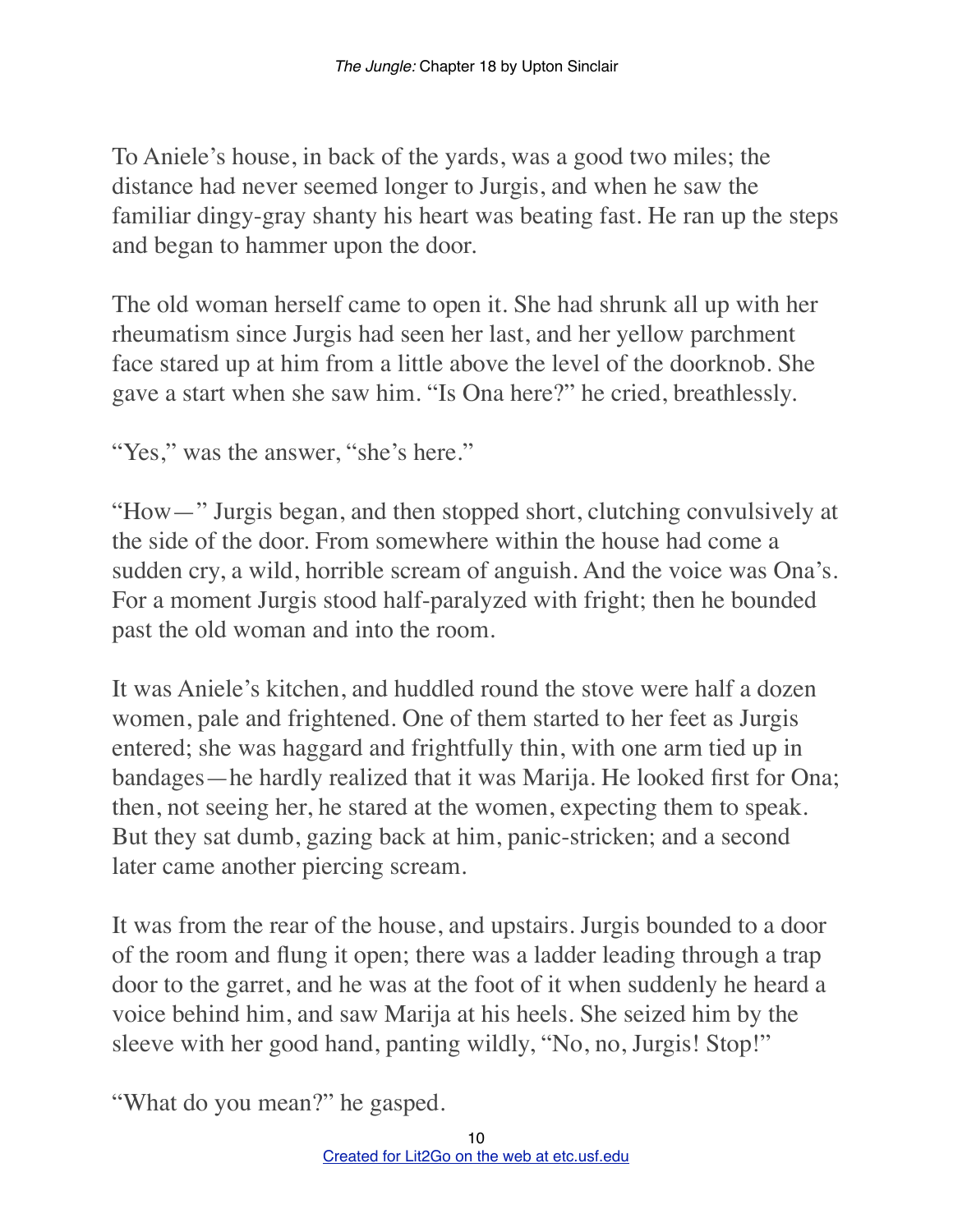To Aniele's house, in back of the yards, was a good two miles; the distance had never seemed longer to Jurgis, and when he saw the familiar dingy-gray shanty his heart was beating fast. He ran up the steps and began to hammer upon the door.

The old woman herself came to open it. She had shrunk all up with her rheumatism since Jurgis had seen her last, and her yellow parchment face stared up at him from a little above the level of the doorknob. She gave a start when she saw him. "Is Ona here?" he cried, breathlessly.

"Yes," was the answer, "she's here."

"How—" Jurgis began, and then stopped short, clutching convulsively at the side of the door. From somewhere within the house had come a sudden cry, a wild, horrible scream of anguish. And the voice was Ona's. For a moment Jurgis stood half-paralyzed with fright; then he bounded past the old woman and into the room.

It was Aniele's kitchen, and huddled round the stove were half a dozen women, pale and frightened. One of them started to her feet as Jurgis entered; she was haggard and frightfully thin, with one arm tied up in bandages—he hardly realized that it was Marija. He looked first for Ona; then, not seeing her, he stared at the women, expecting them to speak. But they sat dumb, gazing back at him, panic-stricken; and a second later came another piercing scream.

It was from the rear of the house, and upstairs. Jurgis bounded to a door of the room and flung it open; there was a ladder leading through a trap door to the garret, and he was at the foot of it when suddenly he heard a voice behind him, and saw Marija at his heels. She seized him by the sleeve with her good hand, panting wildly, "No, no, Jurgis! Stop!"

"What do you mean?" he gasped.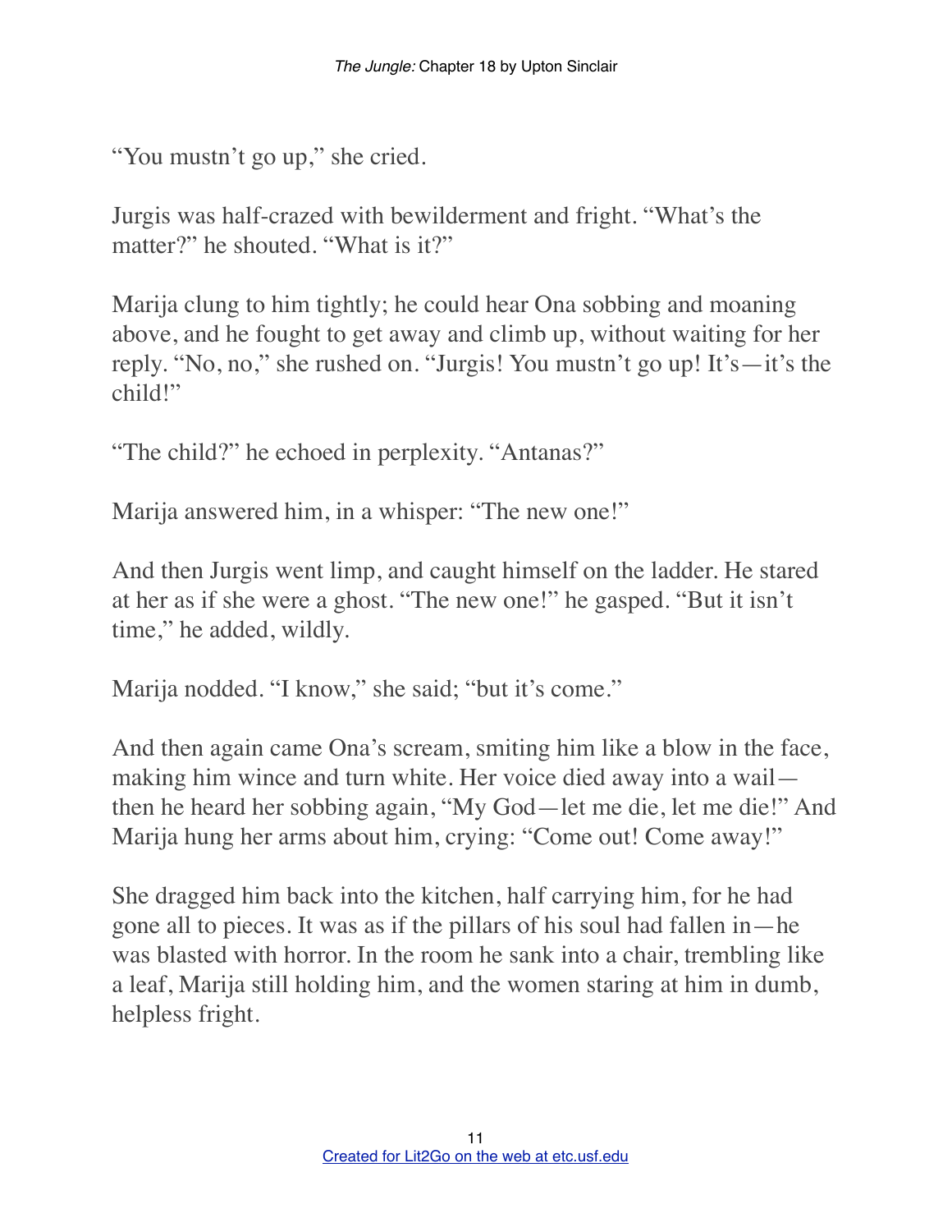“You mustn’t go up,” she cried.

Jurgis was half-crazed with bewilderment and fright. “What’s the matter?” he shouted. “What is it?”

Marija clung to him tightly; he could hear Ona sobbing and moaning above, and he fought to get away and climb up, without waiting for her reply. “No, no,” she rushed on. “Jurgis! You mustn’t go up! It’s—it’s the child!”

“The child?” he echoed in perplexity. “Antanas?”

Marija answered him, in a whisper: “The new one!”

And then Jurgis went limp, and caught himself on the ladder. He stared at her as if she were a ghost. “The new one!” he gasped. “But it isn’t time,” he added, wildly.

Marija nodded. “I know,” she said; “but it’s come.”

And then again came Ona’s scream, smiting him like a blow in the face, making him wince and turn white. Her voice died away into a wail—then he heard her sobbing again, “My God—let me die, let me die!” And Marija hung her arms about him, crying: “Come out! Come away!”

She dragged him back into the kitchen, half carrying him, for he had gone all to pieces. It was as if the pillars of his soul had fallen in—he was blasted with horror. In the room he sank into a chair, trembling like a leaf, Marija still holding him, and the women staring at him in dumb, helpless fright.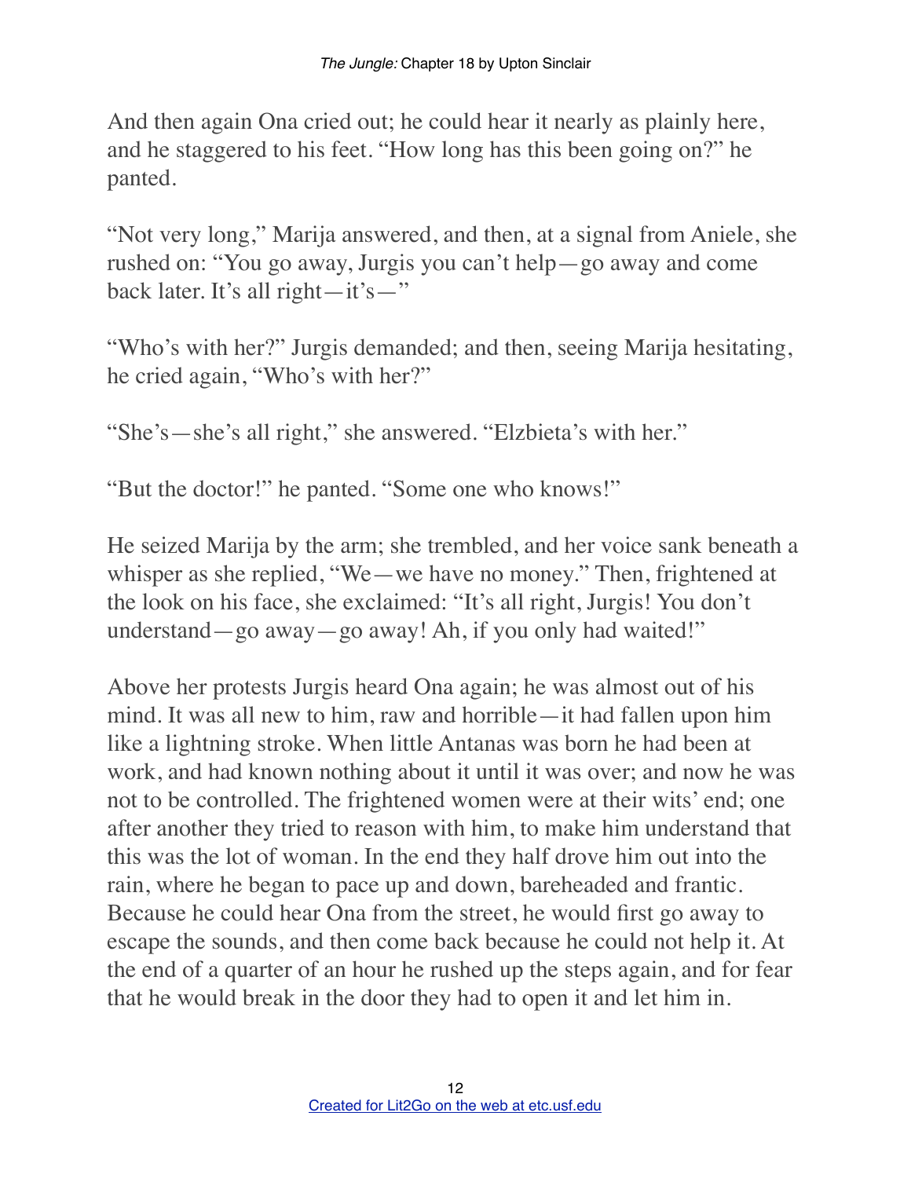And then again Ona cried out; he could hear it nearly as plainly here, and he staggered to his feet. "How long has this been going on?" he panted.

"Not very long," Marija answered, and then, at a signal from Aniele, she rushed on: "You go away, Jurgis you can't help—go away and come back later. It's all right—it's—"

"Who's with her?" Jurgis demanded; and then, seeing Marija hesitating, he cried again, "Who's with her?"

"She's—she's all right," she answered. "Elzbieta's with her."

"But the doctor!" he panted. "Some one who knows!"

He seized Marija by the arm; she trembled, and her voice sank beneath a whisper as she replied, "We—we have no money." Then, frightened at the look on his face, she exclaimed: "It's all right, Jurgis! You don't understand—go away—go away! Ah, if you only had waited!"

Above her protests Jurgis heard Ona again; he was almost out of his mind. It was all new to him, raw and horrible—it had fallen upon him like a lightning stroke. When little Antanas was born he had been at work, and had known nothing about it until it was over; and now he was not to be controlled. The frightened women were at their wits' end; one after another they tried to reason with him, to make him understand that this was the lot of woman. In the end they half drove him out into the rain, where he began to pace up and down, bareheaded and frantic. Because he could hear Ona from the street, he would first go away to escape the sounds, and then come back because he could not help it. At the end of a quarter of an hour he rushed up the steps again, and for fear that he would break in the door they had to open it and let him in.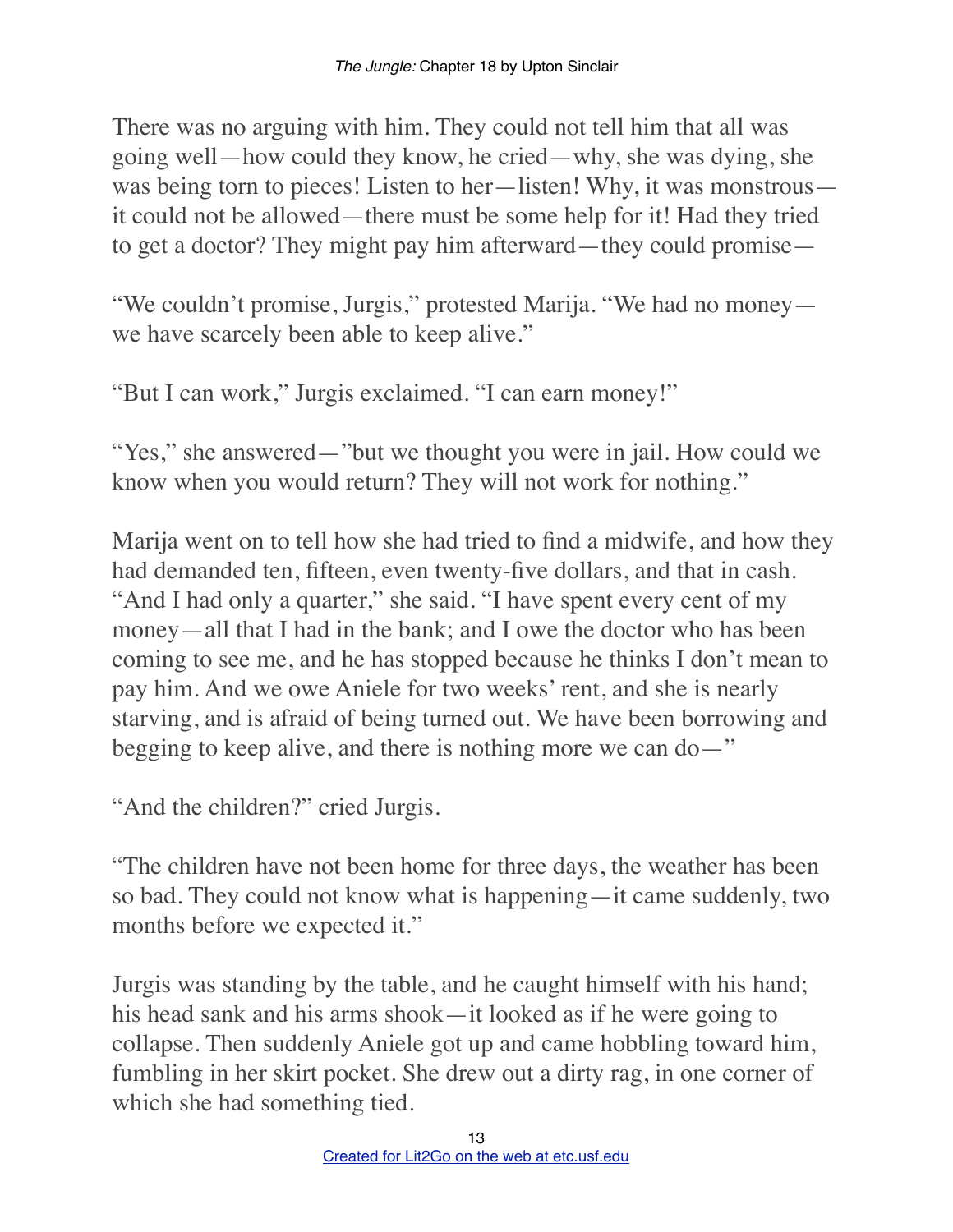There was no arguing with him. They could not tell him that all was going well—how could they know, he cried—why, she was dying, she was being torn to pieces! Listen to her—listen! Why, it was monstrous—it could not be allowed—there must be some help for it! Had they tried to get a doctor? They might pay him afterward—they could promise—

"We couldn't promise, Jurgis," protested Marija. "We had no money—we have scarcely been able to keep alive."

"But I can work," Jurgis exclaimed. "I can earn money!"

"Yes," she answered—"but we thought you were in jail. How could we know when you would return? They will not work for nothing."

Marija went on to tell how she had tried to find a midwife, and how they had demanded ten, fifteen, even twenty-five dollars, and that in cash. "And I had only a quarter," she said. "I have spent every cent of my money—all that I had in the bank; and I owe the doctor who has been coming to see me, and he has stopped because he thinks I don't mean to pay him. And we owe Aniele for two weeks' rent, and she is nearly starving, and is afraid of being turned out. We have been borrowing and begging to keep alive, and there is nothing more we can do—"

"And the children?" cried Jurgis.

"The children have not been home for three days, the weather has been so bad. They could not know what is happening—it came suddenly, two months before we expected it."

Jurgis was standing by the table, and he caught himself with his hand; his head sank and his arms shook—it looked as if he were going to collapse. Then suddenly Aniele got up and came hobbling toward him, fumbling in her skirt pocket. She drew out a dirty rag, in one corner of which she had something tied.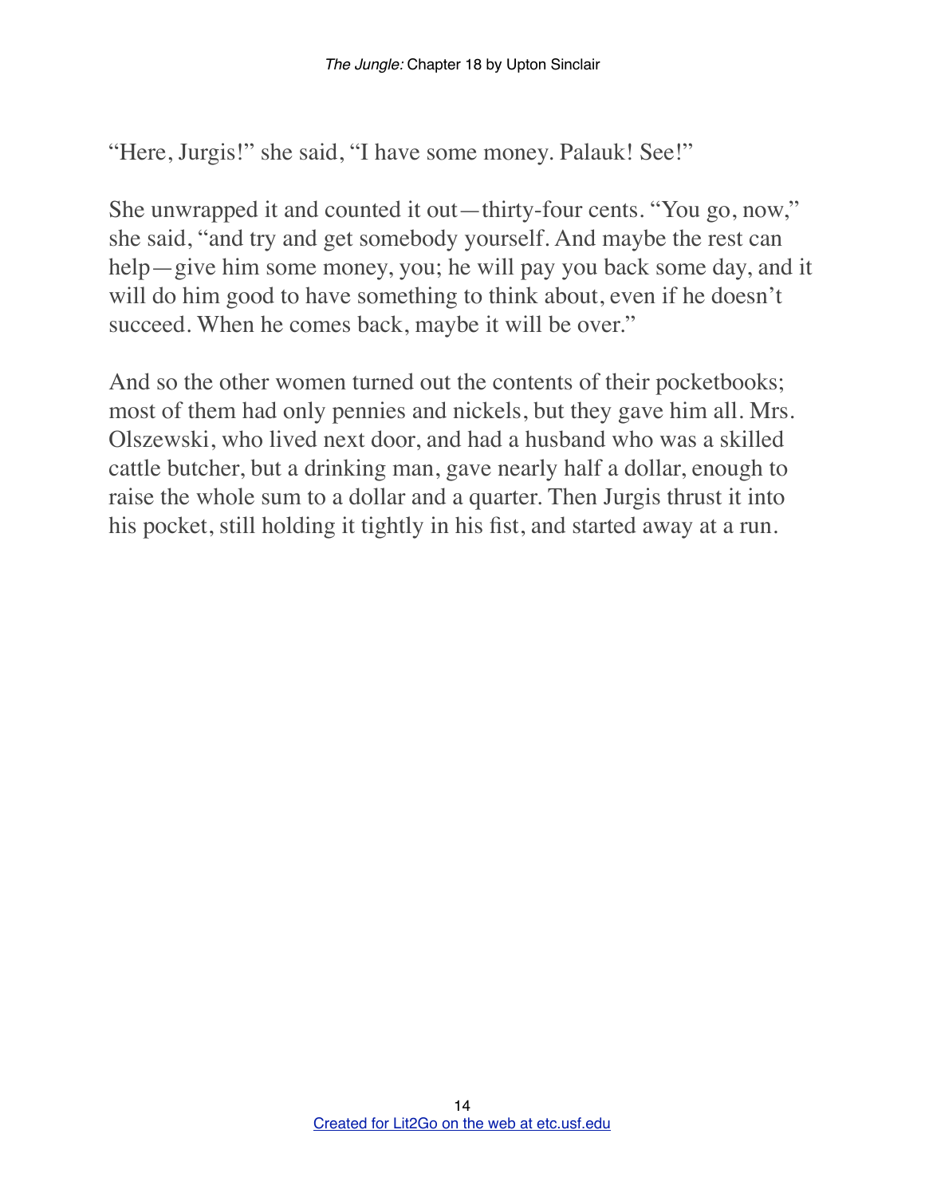"Here, Jurgis!" she said, "I have some money. Palauk! See!"

She unwrapped it and counted it out—thirty-four cents. "You go, now," she said, "and try and get somebody yourself. And maybe the rest can help—give him some money, you; he will pay you back some day, and it will do him good to have something to think about, even if he doesn't succeed. When he comes back, maybe it will be over."

And so the other women turned out the contents of their pocketbooks; most of them had only pennies and nickels, but they gave him all. Mrs. Olszewski, who lived next door, and had a husband who was a skilled cattle butcher, but a drinking man, gave nearly half a dollar, enough to raise the whole sum to a dollar and a quarter. Then Jurgis thrust it into his pocket, still holding it tightly in his fist, and started away at a run.